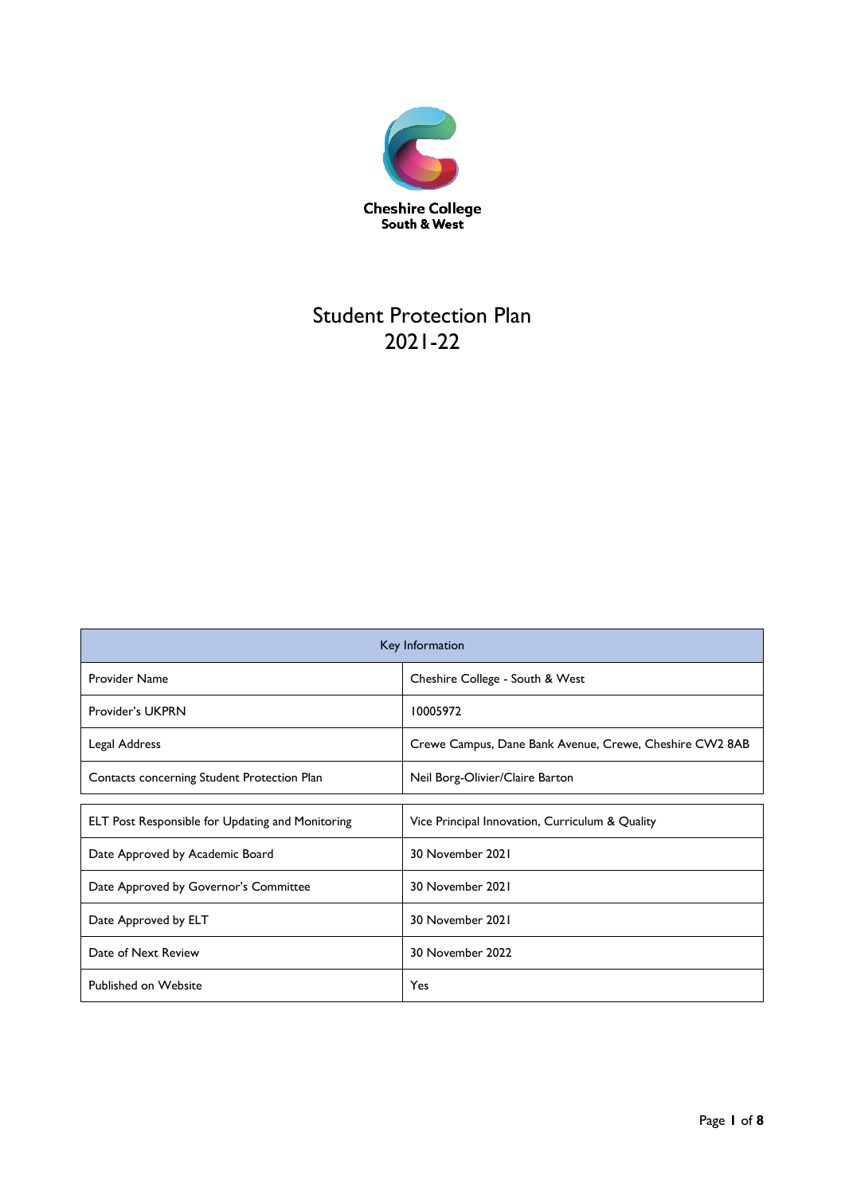Cheshire College
South & West

# Student Protection Plan 2021-22

| Key Information | |
|---|---|
| Provider Name | Cheshire College - South & West |
| Provider's UKPRN | 10005972 |
| Legal Address | Crewe Campus, Dane Bank Avenue, Crewe, Cheshire CW2 8AB |
| Contacts concerning Student Protection Plan | Neil Borg-Olivier/Claire Barton |
| ELT Post Responsible for Updating and Monitoring | Vice Principal Innovation, Curriculum & Quality |
| Date Approved by Academic Board | 30 November 2021 |
| Date Approved by Governor's Committee | 30 November 2021 |
| Date Approved by ELT | 30 November 2021 |
| Date of Next Review | 30 November 2022 |
| Published on Website | Yes |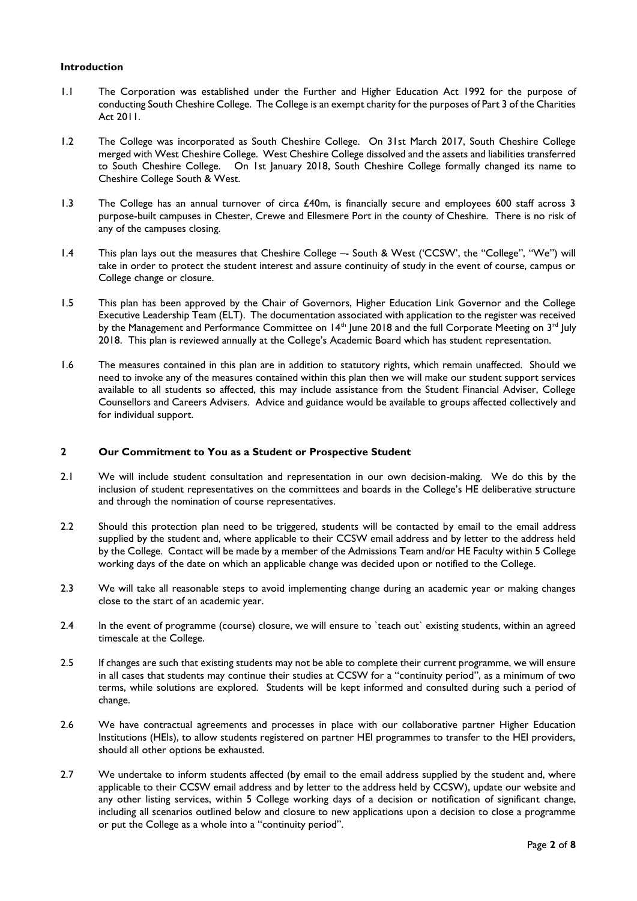## Introduction

1.1 The Corporation was established under the Further and Higher Education Act 1992 for the purpose of conducting South Cheshire College. The College is an exempt charity for the purposes of Part 3 of the Charities Act 2011.

1.2 The College was incorporated as South Cheshire College. On 31st March 2017, South Cheshire College merged with West Cheshire College. West Cheshire College dissolved and the assets and liabilities transferred to South Cheshire College. On 1st January 2018, South Cheshire College formally changed its name to Cheshire College South & West.

1.3 The College has an annual turnover of circa £40m, is financially secure and employees 600 staff across 3 purpose-built campuses in Chester, Crewe and Ellesmere Port in the county of Cheshire. There is no risk of any of the campuses closing.

1.4 This plan lays out the measures that Cheshire College –- South & West ('CCSW', the "College", "We") will take in order to protect the student interest and assure continuity of study in the event of course, campus or College change or closure.

1.5 This plan has been approved by the Chair of Governors, Higher Education Link Governor and the College Executive Leadership Team (ELT). The documentation associated with application to the register was received by the Management and Performance Committee on 14th June 2018 and the full Corporate Meeting on 3rd July 2018. This plan is reviewed annually at the College's Academic Board which has student representation.

1.6 The measures contained in this plan are in addition to statutory rights, which remain unaffected. Should we need to invoke any of the measures contained within this plan then we will make our student support services available to all students so affected, this may include assistance from the Student Financial Adviser, College Counsellors and Careers Advisers. Advice and guidance would be available to groups affected collectively and for individual support.

## 2 Our Commitment to You as a Student or Prospective Student

2.1 We will include student consultation and representation in our own decision-making. We do this by the inclusion of student representatives on the committees and boards in the College's HE deliberative structure and through the nomination of course representatives.

2.2 Should this protection plan need to be triggered, students will be contacted by email to the email address supplied by the student and, where applicable to their CCSW email address and by letter to the address held by the College. Contact will be made by a member of the Admissions Team and/or HE Faculty within 5 College working days of the date on which an applicable change was decided upon or notified to the College.

2.3 We will take all reasonable steps to avoid implementing change during an academic year or making changes close to the start of an academic year.

2.4 In the event of programme (course) closure, we will ensure to `teach out` existing students, within an agreed timescale at the College.

2.5 If changes are such that existing students may not be able to complete their current programme, we will ensure in all cases that students may continue their studies at CCSW for a "continuity period", as a minimum of two terms, while solutions are explored. Students will be kept informed and consulted during such a period of change.

2.6 We have contractual agreements and processes in place with our collaborative partner Higher Education Institutions (HEIs), to allow students registered on partner HEI programmes to transfer to the HEI providers, should all other options be exhausted.

2.7 We undertake to inform students affected (by email to the email address supplied by the student and, where applicable to their CCSW email address and by letter to the address held by CCSW), update our website and any other listing services, within 5 College working days of a decision or notification of significant change, including all scenarios outlined below and closure to new applications upon a decision to close a programme or put the College as a whole into a "continuity period".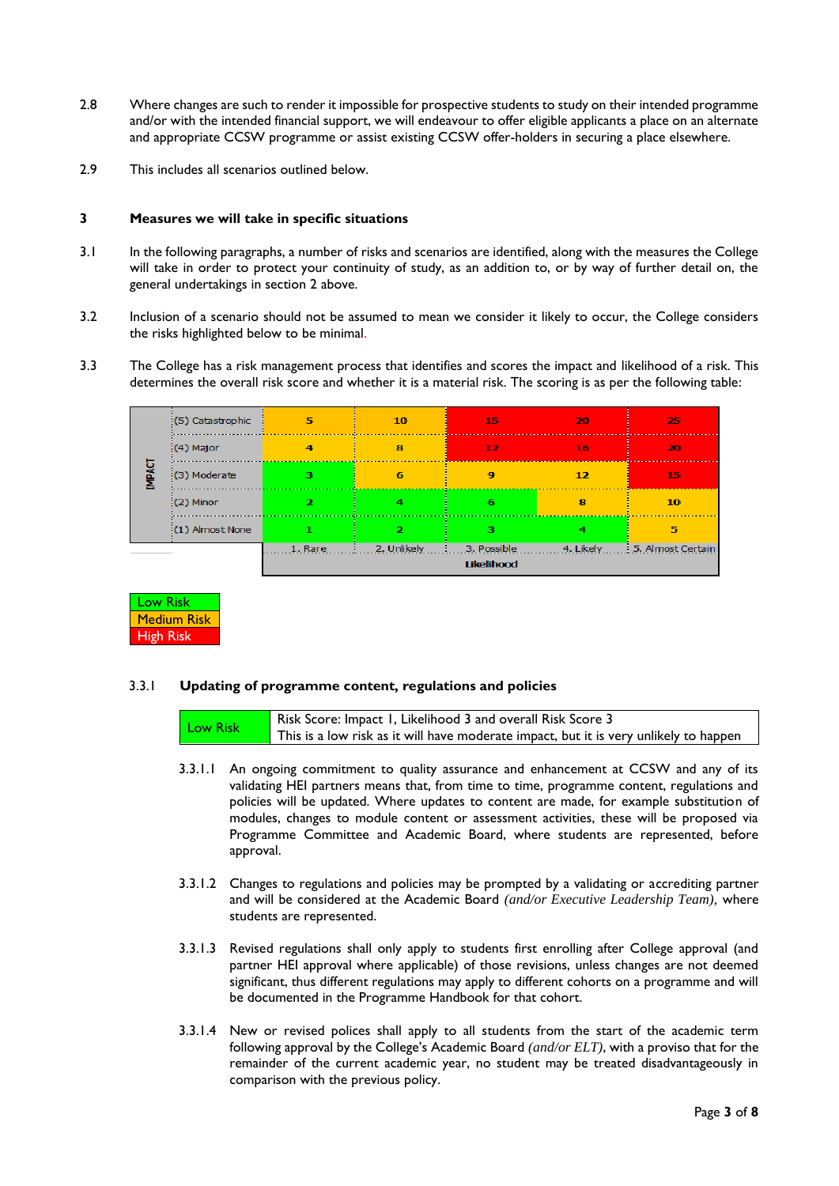2.8 Where changes are such to render it impossible for prospective students to study on their intended programme and/or with the intended financial support, we will endeavour to offer eligible applicants a place on an alternate and appropriate CCSW programme or assist existing CCSW offer-holders in securing a place elsewhere.

2.9 This includes all scenarios outlined below.

## 3 Measures we will take in specific situations

3.1 In the following paragraphs, a number of risks and scenarios are identified, along with the measures the College will take in order to protect your continuity of study, as an addition to, or by way of further detail on, the general undertakings in section 2 above.

3.2 Inclusion of a scenario should not be assumed to mean we consider it likely to occur, the College considers the risks highlighted below to be minimal.

3.3 The College has a risk management process that identifies and scores the impact and likelihood of a risk. This determines the overall risk score and whether it is a material risk. The scoring is as per the following table:

| IMPACT | | | | | | |
|---|---|---|---|---|---|---|
| | (5) Catastrophic | 5 | 10 | 15 | 20 | 25 |
| | (4) Major | 4 | 8 | 12 | 16 | 20 |
| | (3) Moderate | 3 | 6 | 9 | 12 | 15 |
| | (2) Minor | 2 | 4 | 6 | 8 | 10 |
| | (1) Almost None | 1 | 2 | 3 | 4 | 5 |
| | | 1. Rare | 2. Unlikely | 3. Possible | 4. Likely | 5. Almost Certain |
| | | | | Likelihood | | |

Low Risk

Medium Risk

High Risk

### 3.3.1 Updating of programme content, regulations and policies

| Low Risk | Risk Score: Impact 1, Likelihood 3 and overall Risk Score 3<br>This is a low risk as it will have moderate impact, but it is very unlikely to happen |
|---|---|

3.3.1.1 An ongoing commitment to quality assurance and enhancement at CCSW and any of its validating HEI partners means that, from time to time, programme content, regulations and policies will be updated. Where updates to content are made, for example substitution of modules, changes to module content or assessment activities, these will be proposed via Programme Committee and Academic Board, where students are represented, before approval.

3.3.1.2 Changes to regulations and policies may be prompted by a validating or accrediting partner and will be considered at the Academic Board *(and/or Executive Leadership Team)*, where students are represented.

3.3.1.3 Revised regulations shall only apply to students first enrolling after College approval (and partner HEI approval where applicable) of those revisions, unless changes are not deemed significant, thus different regulations may apply to different cohorts on a programme and will be documented in the Programme Handbook for that cohort.

3.3.1.4 New or revised polices shall apply to all students from the start of the academic term following approval by the College's Academic Board *(and/or ELT)*, with a proviso that for the remainder of the current academic year, no student may be treated disadvantageously in comparison with the previous policy.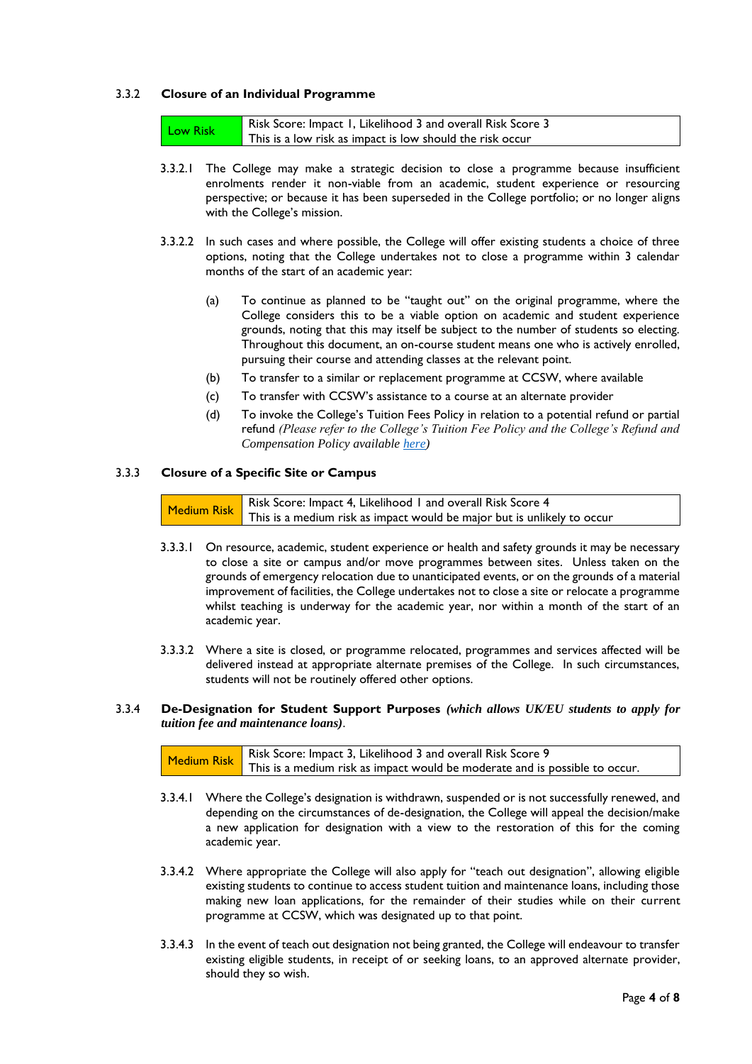### 3.3.2 Closure of an Individual Programme

| Low Risk | Risk Score: Impact 1, Likelihood 3 and overall Risk Score 3<br>This is a low risk as impact is low should the risk occur |
|---|---|

3.3.2.1 The College may make a strategic decision to close a programme because insufficient enrolments render it non-viable from an academic, student experience or resourcing perspective; or because it has been superseded in the College portfolio; or no longer aligns with the College's mission.

3.3.2.2 In such cases and where possible, the College will offer existing students a choice of three options, noting that the College undertakes not to close a programme within 3 calendar months of the start of an academic year:

(a) To continue as planned to be "taught out" on the original programme, where the College considers this to be a viable option on academic and student experience grounds, noting that this may itself be subject to the number of students so electing. Throughout this document, an on-course student means one who is actively enrolled, pursuing their course and attending classes at the relevant point.

(b) To transfer to a similar or replacement programme at CCSW, where available

(c) To transfer with CCSW's assistance to a course at an alternate provider

(d) To invoke the College's Tuition Fees Policy in relation to a potential refund or partial refund *(Please refer to the College's Tuition Fee Policy and the College's Refund and Compensation Policy available [here](#))*

### 3.3.3 Closure of a Specific Site or Campus

| Medium Risk | Risk Score: Impact 4, Likelihood 1 and overall Risk Score 4<br>This is a medium risk as impact would be major but is unlikely to occur |
|---|---|

3.3.3.1 On resource, academic, student experience or health and safety grounds it may be necessary to close a site or campus and/or move programmes between sites. Unless taken on the grounds of emergency relocation due to unanticipated events, or on the grounds of a material improvement of facilities, the College undertakes not to close a site or relocate a programme whilst teaching is underway for the academic year, nor within a month of the start of an academic year.

3.3.3.2 Where a site is closed, or programme relocated, programmes and services affected will be delivered instead at appropriate alternate premises of the College. In such circumstances, students will not be routinely offered other options.

### 3.3.4 De-Designation for Student Support Purposes *(which allows UK/EU students to apply for tuition fee and maintenance loans)*.

| Medium Risk | Risk Score: Impact 3, Likelihood 3 and overall Risk Score 9<br>This is a medium risk as impact would be moderate and is possible to occur. |
|---|---|

3.3.4.1 Where the College's designation is withdrawn, suspended or is not successfully renewed, and depending on the circumstances of de-designation, the College will appeal the decision/make a new application for designation with a view to the restoration of this for the coming academic year.

3.3.4.2 Where appropriate the College will also apply for "teach out designation", allowing eligible existing students to continue to access student tuition and maintenance loans, including those making new loan applications, for the remainder of their studies while on their current programme at CCSW, which was designated up to that point.

3.3.4.3 In the event of teach out designation not being granted, the College will endeavour to transfer existing eligible students, in receipt of or seeking loans, to an approved alternate provider, should they so wish.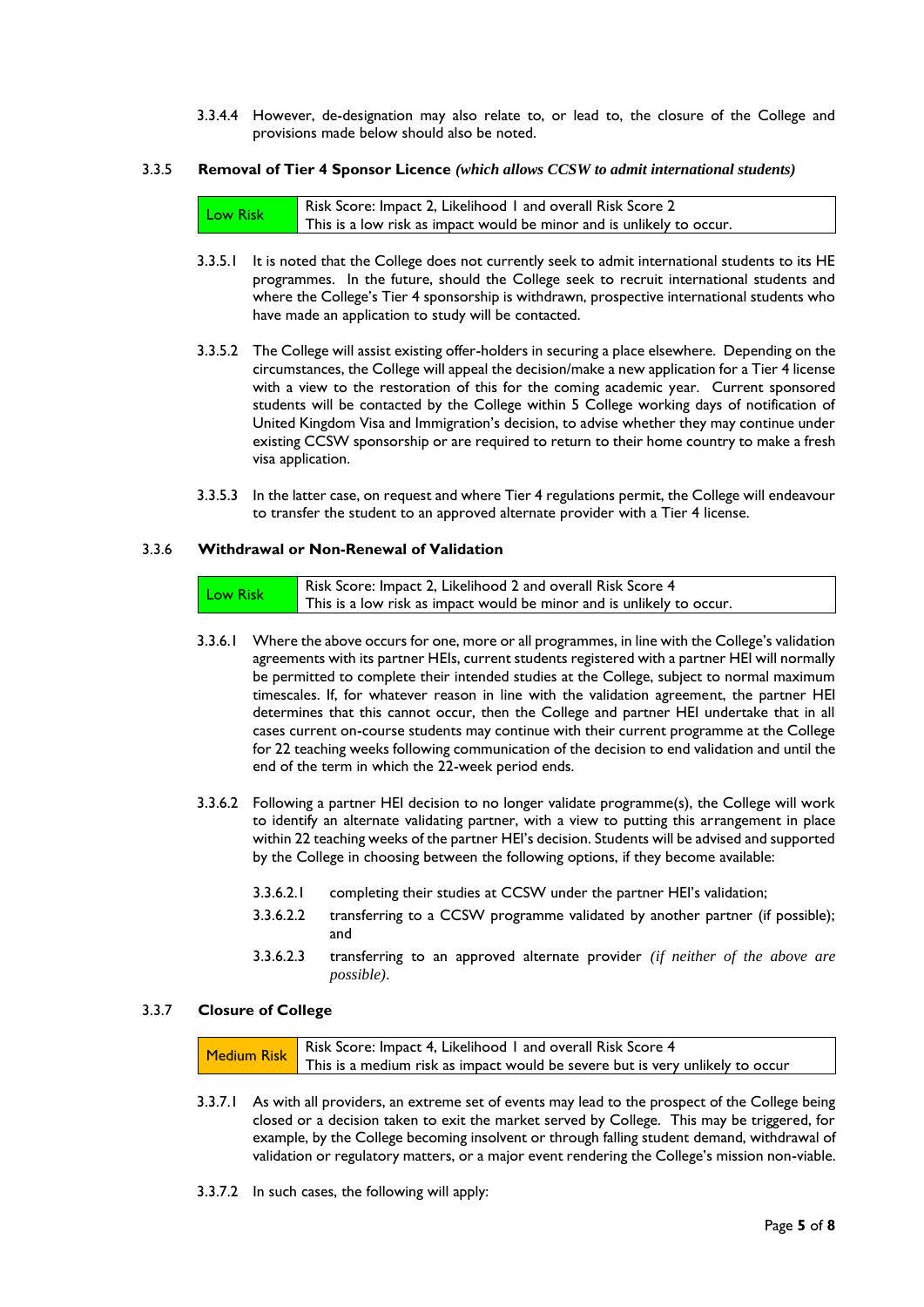3.3.4.4 However, de-designation may also relate to, or lead to, the closure of the College and provisions made below should also be noted.

### 3.3.5 Removal of Tier 4 Sponsor Licence *(which allows CCSW to admit international students)*

| Low Risk | Risk Score: Impact 2, Likelihood 1 and overall Risk Score 2<br>This is a low risk as impact would be minor and is unlikely to occur. |
|---|---|

3.3.5.1 It is noted that the College does not currently seek to admit international students to its HE programmes. In the future, should the College seek to recruit international students and where the College's Tier 4 sponsorship is withdrawn, prospective international students who have made an application to study will be contacted.

3.3.5.2 The College will assist existing offer-holders in securing a place elsewhere. Depending on the circumstances, the College will appeal the decision/make a new application for a Tier 4 license with a view to the restoration of this for the coming academic year. Current sponsored students will be contacted by the College within 5 College working days of notification of United Kingdom Visa and Immigration's decision, to advise whether they may continue under existing CCSW sponsorship or are required to return to their home country to make a fresh visa application.

3.3.5.3 In the latter case, on request and where Tier 4 regulations permit, the College will endeavour to transfer the student to an approved alternate provider with a Tier 4 license.

### 3.3.6 Withdrawal or Non-Renewal of Validation

| Low Risk | Risk Score: Impact 2, Likelihood 2 and overall Risk Score 4<br>This is a low risk as impact would be minor and is unlikely to occur. |
|---|---|

3.3.6.1 Where the above occurs for one, more or all programmes, in line with the College's validation agreements with its partner HEIs, current students registered with a partner HEI will normally be permitted to complete their intended studies at the College, subject to normal maximum timescales. If, for whatever reason in line with the validation agreement, the partner HEI determines that this cannot occur, then the College and partner HEI undertake that in all cases current on-course students may continue with their current programme at the College for 22 teaching weeks following communication of the decision to end validation and until the end of the term in which the 22-week period ends.

3.3.6.2 Following a partner HEI decision to no longer validate programme(s), the College will work to identify an alternate validating partner, with a view to putting this arrangement in place within 22 teaching weeks of the partner HEI's decision. Students will be advised and supported by the College in choosing between the following options, if they become available:

- 3.3.6.2.1 completing their studies at CCSW under the partner HEI's validation;
- 3.3.6.2.2 transferring to a CCSW programme validated by another partner (if possible); and
- 3.3.6.2.3 transferring to an approved alternate provider *(if neither of the above are possible)*.

### 3.3.7 Closure of College

| Medium Risk | Risk Score: Impact 4, Likelihood 1 and overall Risk Score 4<br>This is a medium risk as impact would be severe but is very unlikely to occur |
|---|---|

3.3.7.1 As with all providers, an extreme set of events may lead to the prospect of the College being closed or a decision taken to exit the market served by College. This may be triggered, for example, by the College becoming insolvent or through falling student demand, withdrawal of validation or regulatory matters, or a major event rendering the College's mission non-viable.

3.3.7.2 In such cases, the following will apply: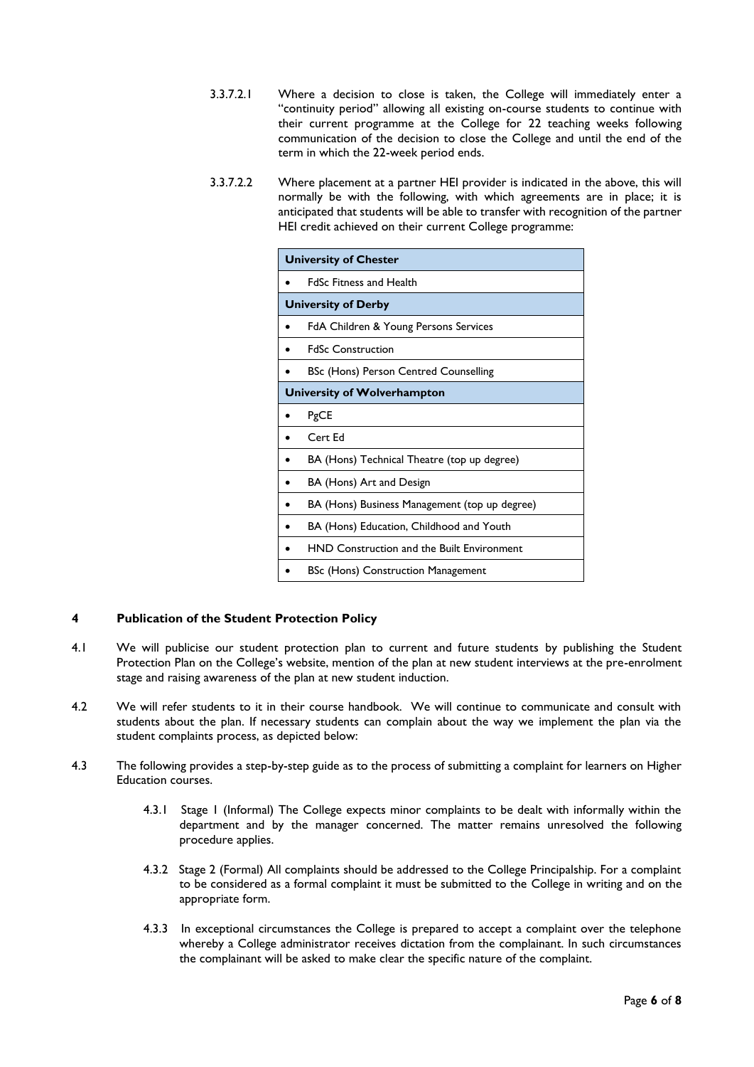3.3.7.2.1 Where a decision to close is taken, the College will immediately enter a "continuity period" allowing all existing on-course students to continue with their current programme at the College for 22 teaching weeks following communication of the decision to close the College and until the end of the term in which the 22-week period ends.

3.3.7.2.2 Where placement at a partner HEI provider is indicated in the above, this will normally be with the following, with which agreements are in place; it is anticipated that students will be able to transfer with recognition of the partner HEI credit achieved on their current College programme:

| **University of Chester** |
|---|
| • FdSc Fitness and Health |
| **University of Derby** |
| • FdA Children & Young Persons Services |
| • FdSc Construction |
| • BSc (Hons) Person Centred Counselling |
| **University of Wolverhampton** |
| • PgCE |
| • Cert Ed |
| • BA (Hons) Technical Theatre (top up degree) |
| • BA (Hons) Art and Design |
| • BA (Hons) Business Management (top up degree) |
| • BA (Hons) Education, Childhood and Youth |
| • HND Construction and the Built Environment |
| • BSc (Hons) Construction Management |

## 4 Publication of the Student Protection Policy

4.1 We will publicise our student protection plan to current and future students by publishing the Student Protection Plan on the College's website, mention of the plan at new student interviews at the pre-enrolment stage and raising awareness of the plan at new student induction.

4.2 We will refer students to it in their course handbook. We will continue to communicate and consult with students about the plan. If necessary students can complain about the way we implement the plan via the student complaints process, as depicted below:

4.3 The following provides a step-by-step guide as to the process of submitting a complaint for learners on Higher Education courses.

4.3.1 Stage 1 (Informal) The College expects minor complaints to be dealt with informally within the department and by the manager concerned. The matter remains unresolved the following procedure applies.

4.3.2 Stage 2 (Formal) All complaints should be addressed to the College Principalship. For a complaint to be considered as a formal complaint it must be submitted to the College in writing and on the appropriate form.

4.3.3 In exceptional circumstances the College is prepared to accept a complaint over the telephone whereby a College administrator receives dictation from the complainant. In such circumstances the complainant will be asked to make clear the specific nature of the complaint.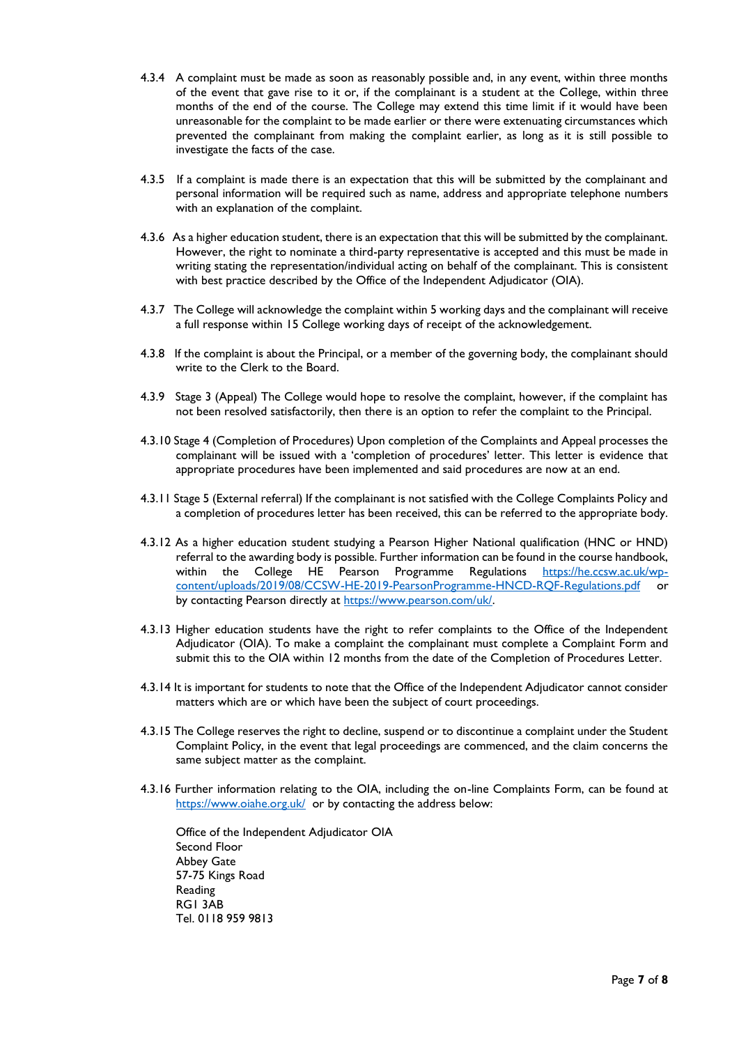4.3.4 A complaint must be made as soon as reasonably possible and, in any event, within three months of the event that gave rise to it or, if the complainant is a student at the College, within three months of the end of the course. The College may extend this time limit if it would have been unreasonable for the complaint to be made earlier or there were extenuating circumstances which prevented the complainant from making the complaint earlier, as long as it is still possible to investigate the facts of the case.

4.3.5 If a complaint is made there is an expectation that this will be submitted by the complainant and personal information will be required such as name, address and appropriate telephone numbers with an explanation of the complaint.

4.3.6 As a higher education student, there is an expectation that this will be submitted by the complainant. However, the right to nominate a third-party representative is accepted and this must be made in writing stating the representation/individual acting on behalf of the complainant. This is consistent with best practice described by the Office of the Independent Adjudicator (OIA).

4.3.7 The College will acknowledge the complaint within 5 working days and the complainant will receive a full response within 15 College working days of receipt of the acknowledgement.

4.3.8 If the complaint is about the Principal, or a member of the governing body, the complainant should write to the Clerk to the Board.

4.3.9 Stage 3 (Appeal) The College would hope to resolve the complaint, however, if the complaint has not been resolved satisfactorily, then there is an option to refer the complaint to the Principal.

4.3.10 Stage 4 (Completion of Procedures) Upon completion of the Complaints and Appeal processes the complainant will be issued with a 'completion of procedures' letter. This letter is evidence that appropriate procedures have been implemented and said procedures are now at an end.

4.3.11 Stage 5 (External referral) If the complainant is not satisfied with the College Complaints Policy and a completion of procedures letter has been received, this can be referred to the appropriate body.

4.3.12 As a higher education student studying a Pearson Higher National qualification (HNC or HND) referral to the awarding body is possible. Further information can be found in the course handbook, within the College HE Pearson Programme Regulations https://he.ccsw.ac.uk/wp-content/uploads/2019/08/CCSW-HE-2019-PearsonProgramme-HNCD-RQF-Regulations.pdf or by contacting Pearson directly at https://www.pearson.com/uk/.

4.3.13 Higher education students have the right to refer complaints to the Office of the Independent Adjudicator (OIA). To make a complaint the complainant must complete a Complaint Form and submit this to the OIA within 12 months from the date of the Completion of Procedures Letter.

4.3.14 It is important for students to note that the Office of the Independent Adjudicator cannot consider matters which are or which have been the subject of court proceedings.

4.3.15 The College reserves the right to decline, suspend or to discontinue a complaint under the Student Complaint Policy, in the event that legal proceedings are commenced, and the claim concerns the same subject matter as the complaint.

4.3.16 Further information relating to the OIA, including the on-line Complaints Form, can be found at https://www.oiahe.org.uk/ or by contacting the address below:

Office of the Independent Adjudicator OIA
Second Floor
Abbey Gate
57-75 Kings Road
Reading
RG1 3AB
Tel. 0118 959 9813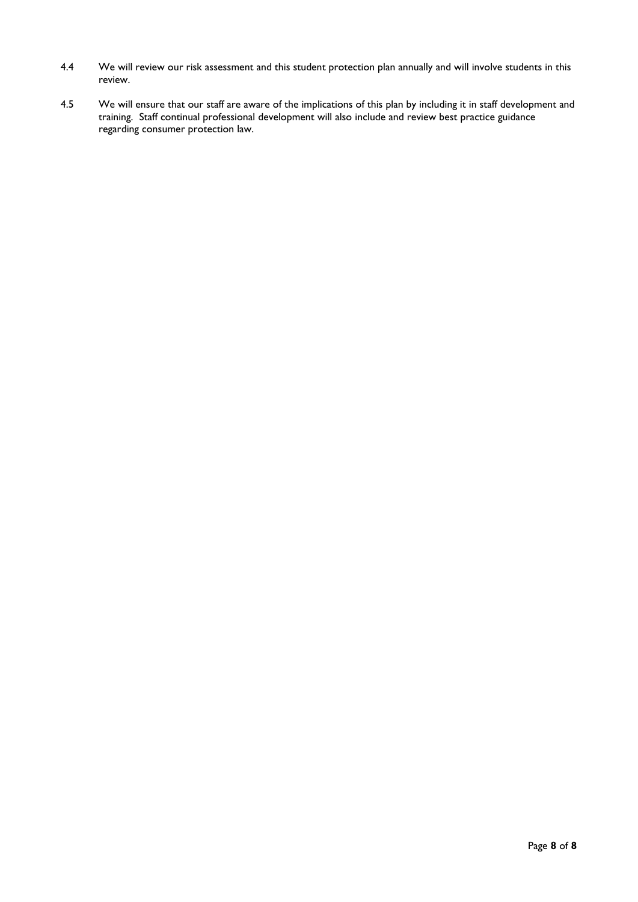4.4 We will review our risk assessment and this student protection plan annually and will involve students in this review.

4.5 We will ensure that our staff are aware of the implications of this plan by including it in staff development and training. Staff continual professional development will also include and review best practice guidance regarding consumer protection law.